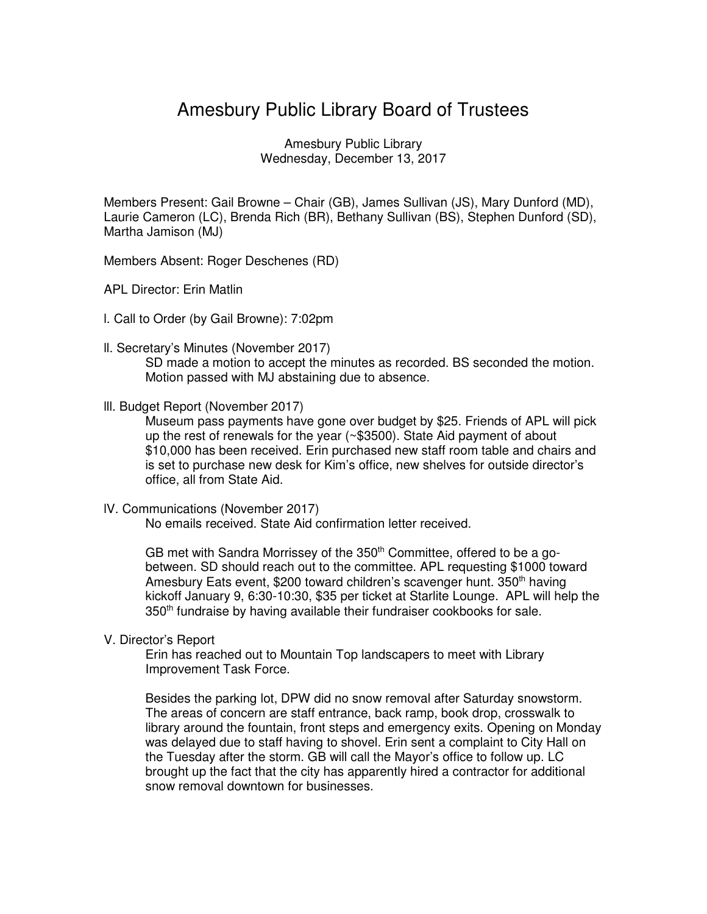// Amesbury Public Library Board of Trustees

Amesbury Public Library
Wednesday, December 13, 2017

Members Present: Gail Browne – Chair (GB), James Sullivan (JS), Mary Dunford (MD), Laurie Cameron (LC), Brenda Rich (BR), Bethany Sullivan (BS), Stephen Dunford (SD), Martha Jamison (MJ)

Members Absent: Roger Deschenes (RD)

APL Director: Erin Matlin

I. Call to Order (by Gail Browne): 7:02pm

II. Secretary's Minutes (November 2017)

SD made a motion to accept the minutes as recorded. BS seconded the motion. Motion passed with MJ abstaining due to absence.

III. Budget Report (November 2017)

Museum pass payments have gone over budget by $25. Friends of APL will pick up the rest of renewals for the year (~$3500). State Aid payment of about $10,000 has been received. Erin purchased new staff room table and chairs and is set to purchase new desk for Kim's office, new shelves for outside director's office, all from State Aid.

IV. Communications (November 2017)

No emails received. State Aid confirmation letter received.

GB met with Sandra Morrissey of the 350th Committee, offered to be a go-between. SD should reach out to the committee. APL requesting $1000 toward Amesbury Eats event, $200 toward children's scavenger hunt. 350th having kickoff January 9, 6:30-10:30, $35 per ticket at Starlite Lounge. APL will help the 350th fundraise by having available their fundraiser cookbooks for sale.

V. Director's Report

Erin has reached out to Mountain Top landscapers to meet with Library Improvement Task Force.

Besides the parking lot, DPW did no snow removal after Saturday snowstorm. The areas of concern are staff entrance, back ramp, book drop, crosswalk to library around the fountain, front steps and emergency exits. Opening on Monday was delayed due to staff having to shovel. Erin sent a complaint to City Hall on the Tuesday after the storm. GB will call the Mayor's office to follow up. LC brought up the fact that the city has apparently hired a contractor for additional snow removal downtown for businesses.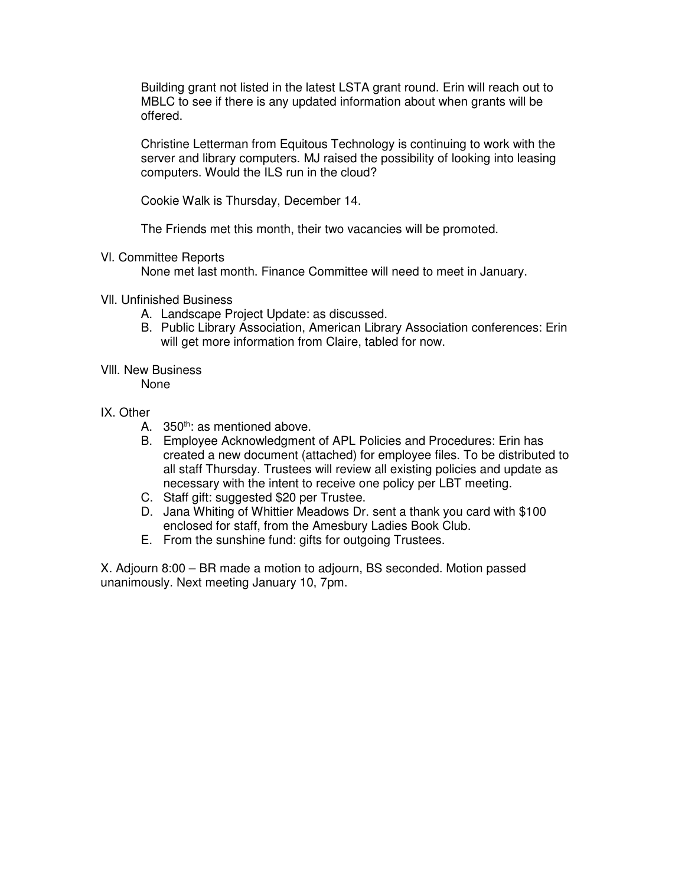Building grant not listed in the latest LSTA grant round. Erin will reach out to MBLC to see if there is any updated information about when grants will be offered.

Christine Letterman from Equitous Technology is continuing to work with the server and library computers. MJ raised the possibility of looking into leasing computers. Would the ILS run in the cloud?

Cookie Walk is Thursday, December 14.

The Friends met this month, their two vacancies will be promoted.

VI. Committee Reports

None met last month. Finance Committee will need to meet in January.

VII. Unfinished Business

A. Landscape Project Update: as discussed.
B. Public Library Association, American Library Association conferences: Erin will get more information from Claire, tabled for now.

VIII. New Business

None

IX. Other

A. 350th: as mentioned above.
B. Employee Acknowledgment of APL Policies and Procedures: Erin has created a new document (attached) for employee files. To be distributed to all staff Thursday. Trustees will review all existing policies and update as necessary with the intent to receive one policy per LBT meeting.
C. Staff gift: suggested $20 per Trustee.
D. Jana Whiting of Whittier Meadows Dr. sent a thank you card with $100 enclosed for staff, from the Amesbury Ladies Book Club.
E. From the sunshine fund: gifts for outgoing Trustees.

X. Adjourn 8:00 – BR made a motion to adjourn, BS seconded. Motion passed unanimously. Next meeting January 10, 7pm.